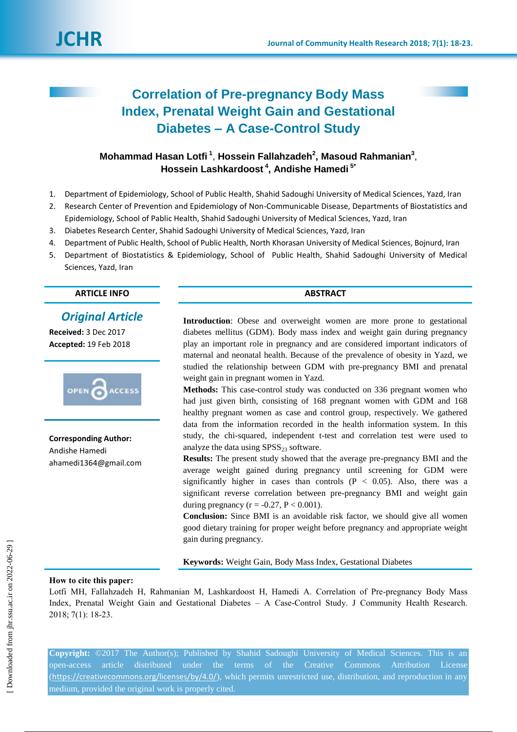# Correlation of Pre-pregnancy Body Mass Index, Prenatal Weight Gain and Gestational Diabetes – A Case-Control Study

**Mohammad Hasan Lotfi [1], Hossein Fallahzadeh[2], Masoud Rahmanian[3], Hossein Lashkardoost [4], Andishe Hamedi [5*]**

1. Department of Epidemiology, School of Public Health, Shahid Sadoughi University of Medical Sciences, Yazd, Iran
2. Research Center of Prevention and Epidemiology of Non-Communicable Disease, Departments of Biostatistics and Epidemiology, School of Pablic Health, Shahid Sadoughi University of Medical Sciences, Yazd, Iran
3. Diabetes Research Center, Shahid Sadoughi University of Medical Sciences, Yazd, Iran
4. Department of Public Health, School of Public Health, North Khorasan University of Medical Sciences, Bojnurd, Iran
5. Department of Biostatistics & Epidemiology, School of Public Health, Shahid Sadoughi University of Medical Sciences, Yazd, Iran

## ARTICLE INFO

***Original Article***

**Received:** 3 Dec 2017

**Accepted:** 19 Feb 2018

OPEN ACCESS

**Corresponding Author:**
Andishe Hamedi
ahamedi1364@gmail.com

## ABSTRACT

**Introduction**: Obese and overweight women are more prone to gestational diabetes mellitus (GDM). Body mass index and weight gain during pregnancy play an important role in pregnancy and are considered important indicators of maternal and neonatal health. Because of the prevalence of obesity in Yazd, we studied the relationship between GDM with pre-pregnancy BMI and prenatal weight gain in pregnant women in Yazd.

**Methods:** This case-control study was conducted on 336 pregnant women who had just given birth, consisting of 168 pregnant women with GDM and 168 healthy pregnant women as case and control group, respectively. We gathered data from the information recorded in the health information system. In this study, the chi-squared, independent t-test and correlation test were used to analyze the data using $SPSS_{23}$ software.

**Results:** The present study showed that the average pre-pregnancy BMI and the average weight gained during pregnancy until screening for GDM were significantly higher in cases than controls ($P < 0.05$). Also, there was a significant reverse correlation between pre-pregnancy BMI and weight gain during pregnancy ($r = -0.27$, $P < 0.001$).

**Conclusion:** Since BMI is an avoidable risk factor, we should give all women good dietary training for proper weight before pregnancy and appropriate weight gain during pregnancy.

**Keywords:** Weight Gain, Body Mass Index, Gestational Diabetes

**How to cite this paper:**
Lotfi MH, Fallahzadeh H, Rahmanian M, Lashkardoost H, Hamedi A. Correlation of Pre-pregnancy Body Mass Index, Prenatal Weight Gain and Gestational Diabetes – A Case-Control Study. J Community Health Research. 2018; 7(1): 18-23.

**Copyright:** ©2017 The Author(s); Published by Shahid Sadoughi University of Medical Sciences. This is an open-access article distributed under the terms of the Creative Commons Attribution License (https://creativecommons.org/licenses/by/4.0/), which permits unrestricted use, distribution, and reproduction in any medium, provided the original work is properly cited.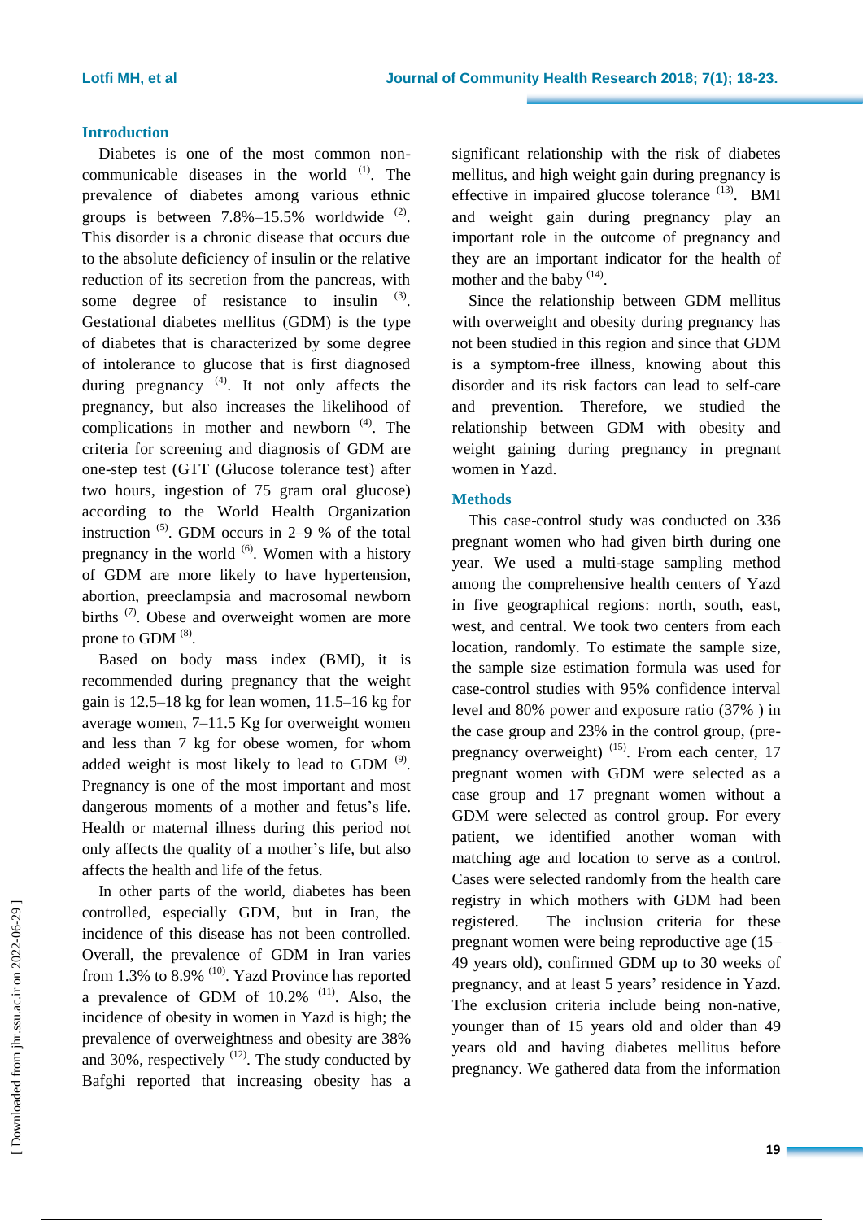## Introduction

Diabetes is one of the most common non-communicable diseases in the world [1]. The prevalence of diabetes among various ethnic groups is between 7.8%–15.5% worldwide [2]. This disorder is a chronic disease that occurs due to the absolute deficiency of insulin or the relative reduction of its secretion from the pancreas, with some degree of resistance to insulin [3]. Gestational diabetes mellitus (GDM) is the type of diabetes that is characterized by some degree of intolerance to glucose that is first diagnosed during pregnancy [4]. It not only affects the pregnancy, but also increases the likelihood of complications in mother and newborn [4]. The criteria for screening and diagnosis of GDM are one-step test (GTT (Glucose tolerance test) after two hours, ingestion of 75 gram oral glucose) according to the World Health Organization instruction [5]. GDM occurs in 2–9 % of the total pregnancy in the world [6]. Women with a history of GDM are more likely to have hypertension, abortion, preeclampsia and macrosomal newborn births [7]. Obese and overweight women are more prone to GDM [8].

Based on body mass index (BMI), it is recommended during pregnancy that the weight gain is 12.5–18 kg for lean women, 11.5–16 kg for average women, 7–11.5 Kg for overweight women and less than 7 kg for obese women, for whom added weight is most likely to lead to GDM [9]. Pregnancy is one of the most important and most dangerous moments of a mother and fetus's life. Health or maternal illness during this period not only affects the quality of a mother's life, but also affects the health and life of the fetus.

In other parts of the world, diabetes has been controlled, especially GDM, but in Iran, the incidence of this disease has not been controlled. Overall, the prevalence of GDM in Iran varies from 1.3% to 8.9% [10]. Yazd Province has reported a prevalence of GDM of 10.2% [11]. Also, the incidence of obesity in women in Yazd is high; the prevalence of overweightness and obesity are 38% and 30%, respectively [12]. The study conducted by Bafghi reported that increasing obesity has a significant relationship with the risk of diabetes mellitus, and high weight gain during pregnancy is effective in impaired glucose tolerance [13]. BMI and weight gain during pregnancy play an important role in the outcome of pregnancy and they are an important indicator for the health of mother and the baby [14].

Since the relationship between GDM mellitus with overweight and obesity during pregnancy has not been studied in this region and since that GDM is a symptom-free illness, knowing about this disorder and its risk factors can lead to self-care and prevention. Therefore, we studied the relationship between GDM with obesity and weight gaining during pregnancy in pregnant women in Yazd.

## Methods

This case-control study was conducted on 336 pregnant women who had given birth during one year. We used a multi-stage sampling method among the comprehensive health centers of Yazd in five geographical regions: north, south, east, west, and central. We took two centers from each location, randomly. To estimate the sample size, the sample size estimation formula was used for case-control studies with 95% confidence interval level and 80% power and exposure ratio (37% ) in the case group and 23% in the control group, (pre-pregnancy overweight) [15]. From each center, 17 pregnant women with GDM were selected as a case group and 17 pregnant women without a GDM were selected as control group. For every patient, we identified another woman with matching age and location to serve as a control. Cases were selected randomly from the health care registry in which mothers with GDM had been registered. The inclusion criteria for these pregnant women were being reproductive age (15–49 years old), confirmed GDM up to 30 weeks of pregnancy, and at least 5 years' residence in Yazd. The exclusion criteria include being non-native, younger than of 15 years old and older than 49 years old and having diabetes mellitus before pregnancy. We gathered data from the information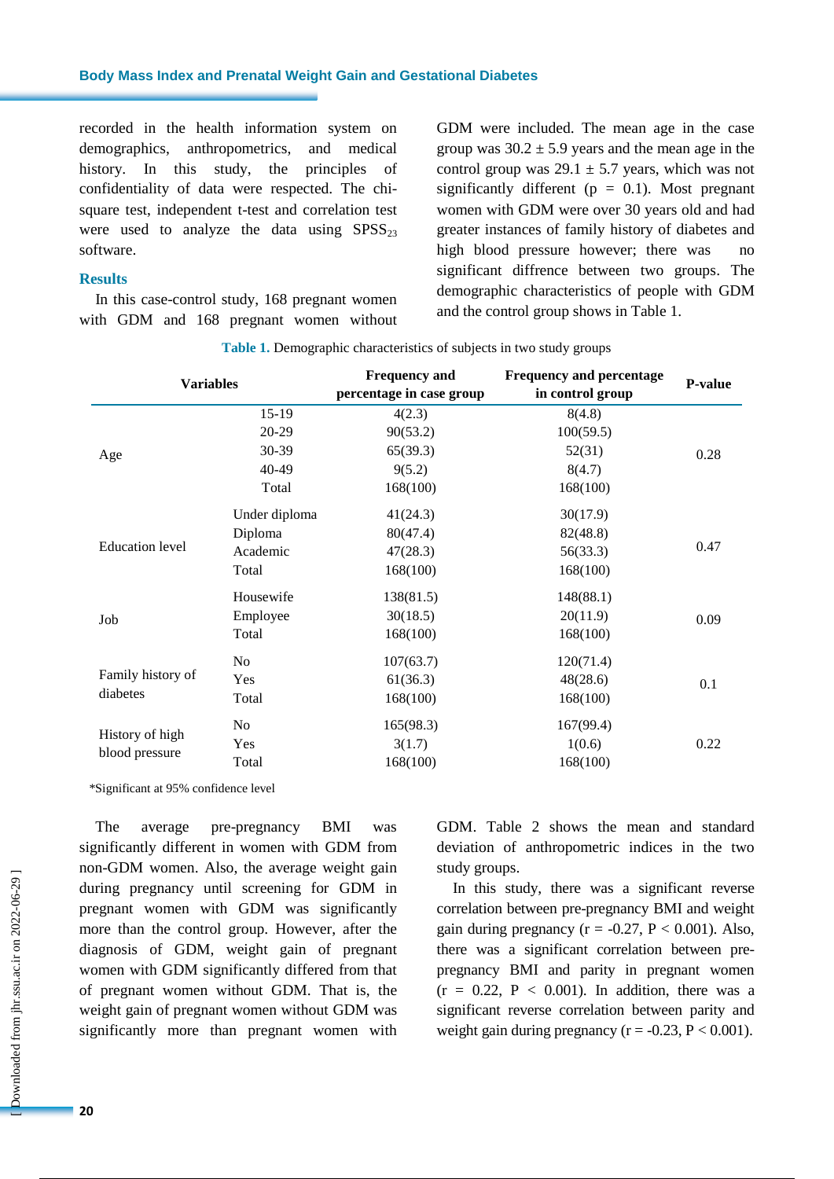recorded in the health information system on demographics, anthropometrics, and medical history. In this study, the principles of confidentiality of data were respected. The chi-square test, independent t-test and correlation test were used to analyze the data using $SPSS_{23}$ software.

## Results

In this case-control study, 168 pregnant women with GDM and 168 pregnant women without GDM were included. The mean age in the case group was 30.2 ± 5.9 years and the mean age in the control group was 29.1 ± 5.7 years, which was not significantly different (p = 0.1). Most pregnant women with GDM were over 30 years old and had greater instances of family history of diabetes and high blood pressure however; there was no significant diffrence between two groups. The demographic characteristics of people with GDM and the control group shows in Table 1.

**Table 1.** Demographic characteristics of subjects in two study groups

| Variables | | Frequency and percentage in case group | Frequency and percentage in control group | P-value |
|---|---|---|---|---|
| Age | 15-19 | 4(2.3) | 8(4.8) | 0.28 |
| | 20-29 | 90(53.2) | 100(59.5) | |
| | 30-39 | 65(39.3) | 52(31) | |
| | 40-49 | 9(5.2) | 8(4.7) | |
| | Total | 168(100) | 168(100) | |
| Education level | Under diploma | 41(24.3) | 30(17.9) | 0.47 |
| | Diploma | 80(47.4) | 82(48.8) | |
| | Academic | 47(28.3) | 56(33.3) | |
| | Total | 168(100) | 168(100) | |
| Job | Housewife | 138(81.5) | 148(88.1) | 0.09 |
| | Employee | 30(18.5) | 20(11.9) | |
| | Total | 168(100) | 168(100) | |
| Family history of diabetes | No | 107(63.7) | 120(71.4) | 0.1 |
| | Yes | 61(36.3) | 48(28.6) | |
| | Total | 168(100) | 168(100) | |
| History of high blood pressure | No | 165(98.3) | 167(99.4) | 0.22 |
| | Yes | 3(1.7) | 1(0.6) | |
| | Total | 168(100) | 168(100) | |

*Significant at 95% confidence level

The average pre-pregnancy BMI was significantly different in women with GDM from non-GDM women. Also, the average weight gain during pregnancy until screening for GDM in pregnant women with GDM was significantly more than the control group. However, after the diagnosis of GDM, weight gain of pregnant women with GDM significantly differed from that of pregnant women without GDM. That is, the weight gain of pregnant women without GDM was significantly more than pregnant women with GDM. Table 2 shows the mean and standard deviation of anthropometric indices in the two study groups.

In this study, there was a significant reverse correlation between pre-pregnancy BMI and weight gain during pregnancy ($r = -0.27$, $P < 0.001$). Also, there was a significant correlation between pre-pregnancy BMI and parity in pregnant women ($r = 0.22$, $P < 0.001$). In addition, there was a significant reverse correlation between parity and weight gain during pregnancy ($r = -0.23$, $P < 0.001$).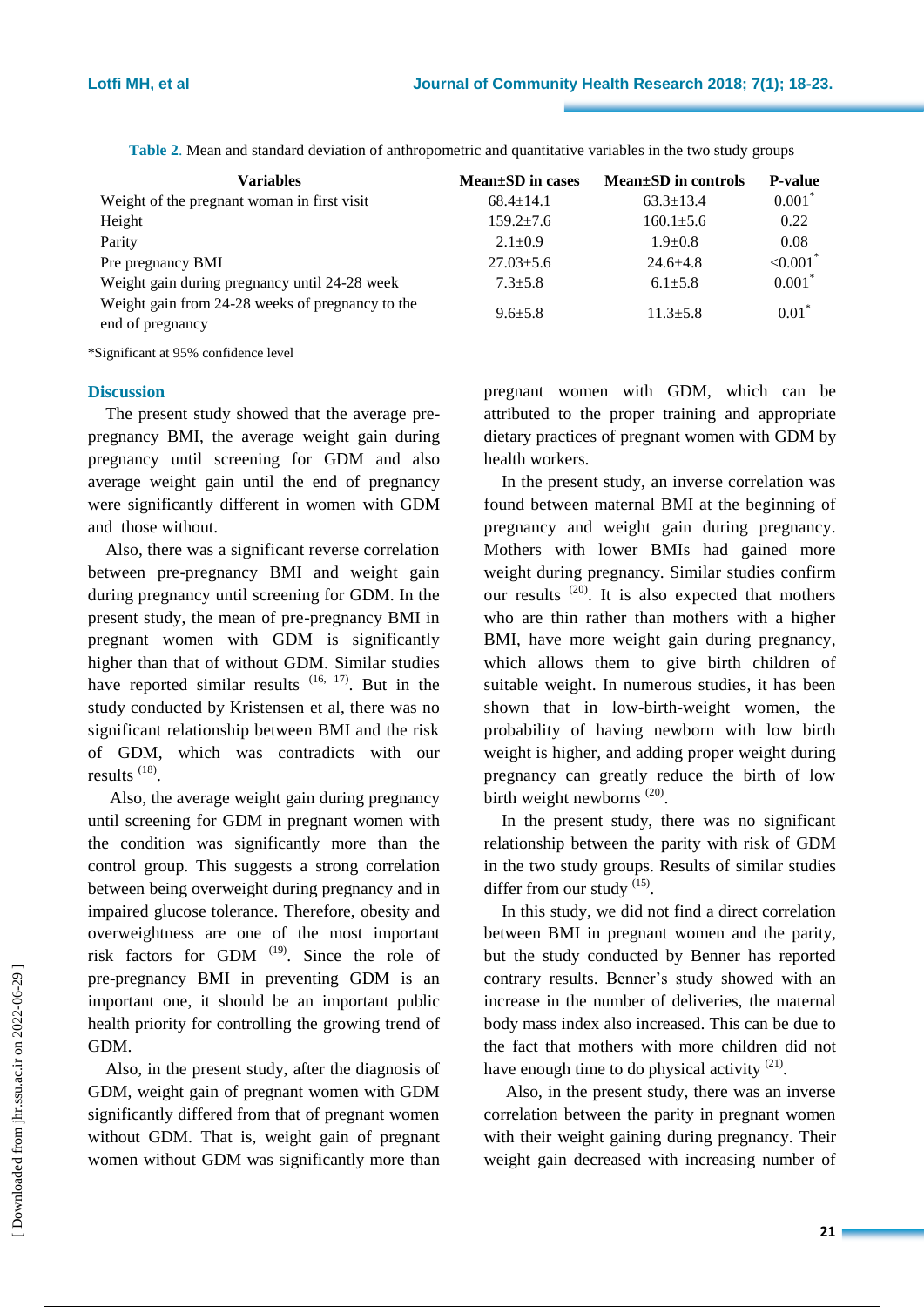**Table 2**. Mean and standard deviation of anthropometric and quantitative variables in the two study groups

| Variables | Mean±SD in cases | Mean±SD in controls | P-value |
|---|---|---|---|
| Weight of the pregnant woman in first visit | 68.4±14.1 | 63.3±13.4 | 0.001* |
| Height | 159.2±7.6 | 160.1±5.6 | 0.22 |
| Parity | 2.1±0.9 | 1.9±0.8 | 0.08 |
| Pre pregnancy BMI | 27.03±5.6 | 24.6±4.8 | <0.001* |
| Weight gain during pregnancy until 24-28 week | 7.3±5.8 | 6.1±5.8 | 0.001* |
| Weight gain from 24-28 weeks of pregnancy to the end of pregnancy | 9.6±5.8 | 11.3±5.8 | 0.01* |

*Significant at 95% confidence level

## Discussion

The present study showed that the average pre-pregnancy BMI, the average weight gain during pregnancy until screening for GDM and also average weight gain until the end of pregnancy were significantly different in women with GDM and those without.

Also, there was a significant reverse correlation between pre-pregnancy BMI and weight gain during pregnancy until screening for GDM. In the present study, the mean of pre-pregnancy BMI in pregnant women with GDM is significantly higher than that of without GDM. Similar studies have reported similar results [16, 17]. But in the study conducted by Kristensen et al, there was no significant relationship between BMI and the risk of GDM, which was contradicts with our results [18].

Also, the average weight gain during pregnancy until screening for GDM in pregnant women with the condition was significantly more than the control group. This suggests a strong correlation between being overweight during pregnancy and in impaired glucose tolerance. Therefore, obesity and overweightness are one of the most important risk factors for GDM [19]. Since the role of pre-pregnancy BMI in preventing GDM is an important one, it should be an important public health priority for controlling the growing trend of GDM.

Also, in the present study, after the diagnosis of GDM, weight gain of pregnant women with GDM significantly differed from that of pregnant women without GDM. That is, weight gain of pregnant women without GDM was significantly more than pregnant women with GDM, which can be attributed to the proper training and appropriate dietary practices of pregnant women with GDM by health workers.

In the present study, an inverse correlation was found between maternal BMI at the beginning of pregnancy and weight gain during pregnancy. Mothers with lower BMIs had gained more weight during pregnancy. Similar studies confirm our results [20]. It is also expected that mothers who are thin rather than mothers with a higher BMI, have more weight gain during pregnancy, which allows them to give birth children of suitable weight. In numerous studies, it has been shown that in low-birth-weight women, the probability of having newborn with low birth weight is higher, and adding proper weight during pregnancy can greatly reduce the birth of low birth weight newborns [20].

In the present study, there was no significant relationship between the parity with risk of GDM in the two study groups. Results of similar studies differ from our study [15].

In this study, we did not find a direct correlation between BMI in pregnant women and the parity, but the study conducted by Benner has reported contrary results. Benner's study showed with an increase in the number of deliveries, the maternal body mass index also increased. This can be due to the fact that mothers with more children did not have enough time to do physical activity [21].

Also, in the present study, there was an inverse correlation between the parity in pregnant women with their weight gaining during pregnancy. Their weight gain decreased with increasing number of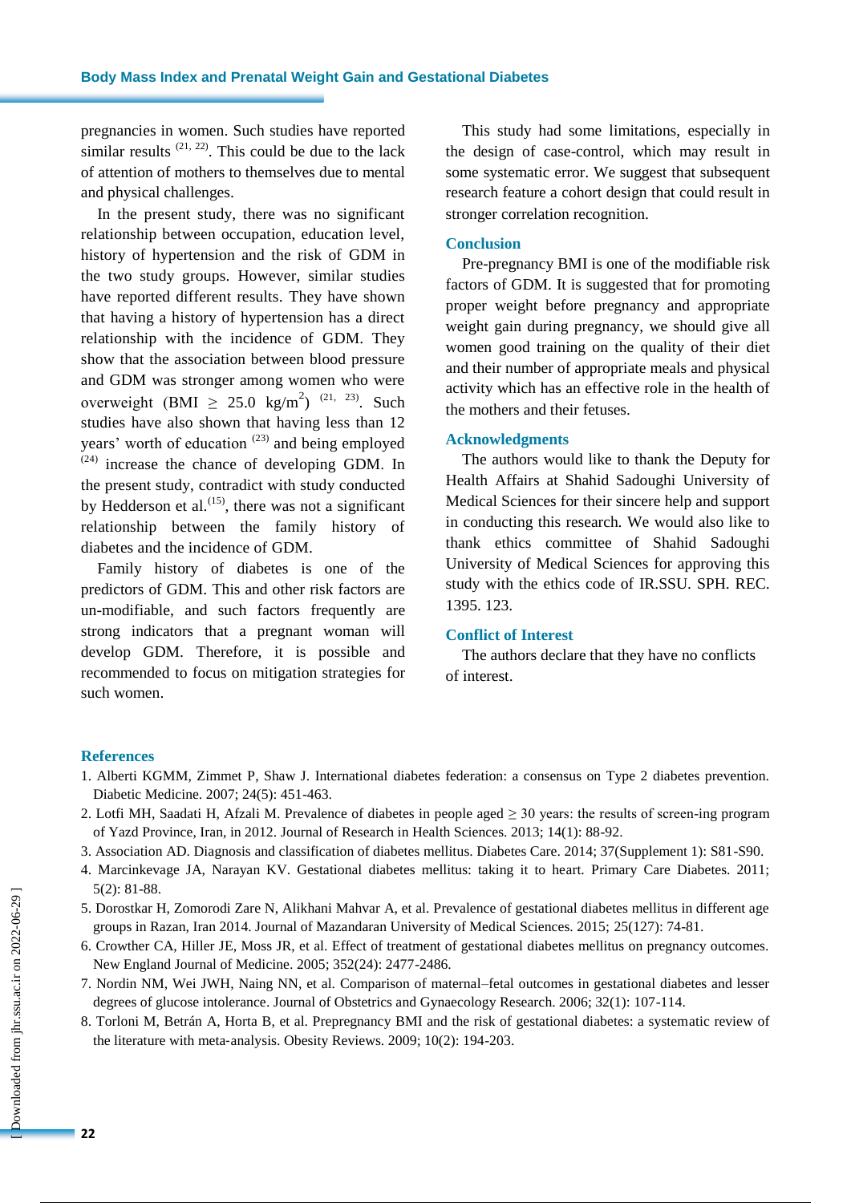pregnancies in women. Such studies have reported similar results [21, 22]. This could be due to the lack of attention of mothers to themselves due to mental and physical challenges.

In the present study, there was no significant relationship between occupation, education level, history of hypertension and the risk of GDM in the two study groups. However, similar studies have reported different results. They have shown that having a history of hypertension has a direct relationship with the incidence of GDM. They show that the association between blood pressure and GDM was stronger among women who were overweight (BMI $\geq$ 25.0 kg/m$^2$) [21, 23]. Such studies have also shown that having less than 12 years' worth of education [23] and being employed [24] increase the chance of developing GDM. In the present study, contradict with study conducted by Hedderson et al.[15], there was not a significant relationship between the family history of diabetes and the incidence of GDM.

Family history of diabetes is one of the predictors of GDM. This and other risk factors are un-modifiable, and such factors frequently are strong indicators that a pregnant woman will develop GDM. Therefore, it is possible and recommended to focus on mitigation strategies for such women.

This study had some limitations, especially in the design of case-control, which may result in some systematic error. We suggest that subsequent research feature a cohort design that could result in stronger correlation recognition.

## Conclusion

Pre-pregnancy BMI is one of the modifiable risk factors of GDM. It is suggested that for promoting proper weight before pregnancy and appropriate weight gain during pregnancy, we should give all women good training on the quality of their diet and their number of appropriate meals and physical activity which has an effective role in the health of the mothers and their fetuses.

## Acknowledgments

The authors would like to thank the Deputy for Health Affairs at Shahid Sadoughi University of Medical Sciences for their sincere help and support in conducting this research. We would also like to thank ethics committee of Shahid Sadoughi University of Medical Sciences for approving this study with the ethics code of IR.SSU. SPH. REC. 1395. 123.

## Conflict of Interest

The authors declare that they have no conflicts of interest.

## References

1. Alberti KGMM, Zimmet P, Shaw J. International diabetes federation: a consensus on Type 2 diabetes prevention. Diabetic Medicine. 2007; 24(5): 451-463.
2. Lotfi MH, Saadati H, Afzali M. Prevalence of diabetes in people aged ≥ 30 years: the results of screen-ing program of Yazd Province, Iran, in 2012. Journal of Research in Health Sciences. 2013; 14(1): 88-92.
3. Association AD. Diagnosis and classification of diabetes mellitus. Diabetes Care. 2014; 37(Supplement 1): S81-S90.
4. Marcinkevage JA, Narayan KV. Gestational diabetes mellitus: taking it to heart. Primary Care Diabetes. 2011; 5(2): 81-88.
5. Dorostkar H, Zomorodi Zare N, Alikhani Mahvar A, et al. Prevalence of gestational diabetes mellitus in different age groups in Razan, Iran 2014. Journal of Mazandaran University of Medical Sciences. 2015; 25(127): 74-81.
6. Crowther CA, Hiller JE, Moss JR, et al. Effect of treatment of gestational diabetes mellitus on pregnancy outcomes. New England Journal of Medicine. 2005; 352(24): 2477-2486.
7. Nordin NM, Wei JWH, Naing NN, et al. Comparison of maternal–fetal outcomes in gestational diabetes and lesser degrees of glucose intolerance. Journal of Obstetrics and Gynaecology Research. 2006; 32(1): 107-114.
8. Torloni M, Betrán A, Horta B, et al. Prepregnancy BMI and the risk of gestational diabetes: a systematic review of the literature with meta‐analysis. Obesity Reviews. 2009; 10(2): 194-203.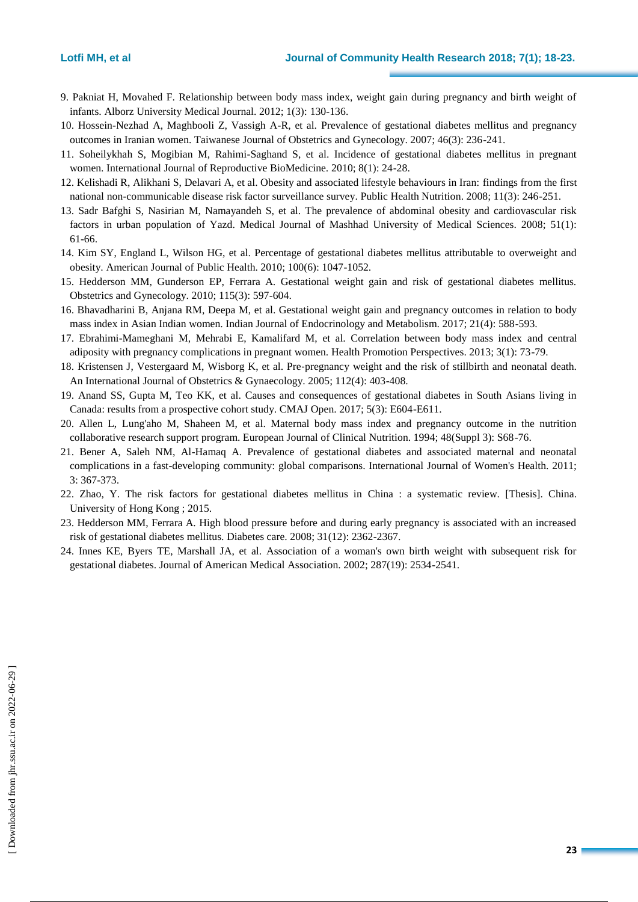9. Pakniat H, Movahed F. Relationship between body mass index, weight gain during pregnancy and birth weight of infants. Alborz University Medical Journal. 2012; 1(3): 130-136.
10. Hossein-Nezhad A, Maghbooli Z, Vassigh A-R, et al. Prevalence of gestational diabetes mellitus and pregnancy outcomes in Iranian women. Taiwanese Journal of Obstetrics and Gynecology. 2007; 46(3): 236-241.
11. Soheilykhah S, Mogibian M, Rahimi-Saghand S, et al. Incidence of gestational diabetes mellitus in pregnant women. International Journal of Reproductive BioMedicine. 2010; 8(1): 24-28.
12. Kelishadi R, Alikhani S, Delavari A, et al. Obesity and associated lifestyle behaviours in Iran: findings from the first national non-communicable disease risk factor surveillance survey. Public Health Nutrition. 2008; 11(3): 246-251.
13. Sadr Bafghi S, Nasirian M, Namayandeh S, et al. The prevalence of abdominal obesity and cardiovascular risk factors in urban population of Yazd. Medical Journal of Mashhad University of Medical Sciences. 2008; 51(1): 61-66.
14. Kim SY, England L, Wilson HG, et al. Percentage of gestational diabetes mellitus attributable to overweight and obesity. American Journal of Public Health. 2010; 100(6): 1047-1052.
15. Hedderson MM, Gunderson EP, Ferrara A. Gestational weight gain and risk of gestational diabetes mellitus. Obstetrics and Gynecology. 2010; 115(3): 597-604.
16. Bhavadharini B, Anjana RM, Deepa M, et al. Gestational weight gain and pregnancy outcomes in relation to body mass index in Asian Indian women. Indian Journal of Endocrinology and Metabolism. 2017; 21(4): 588-593.
17. Ebrahimi-Mameghani M, Mehrabi E, Kamalifard M, et al. Correlation between body mass index and central adiposity with pregnancy complications in pregnant women. Health Promotion Perspectives. 2013; 3(1): 73-79.
18. Kristensen J, Vestergaard M, Wisborg K, et al. Pre-pregnancy weight and the risk of stillbirth and neonatal death. An International Journal of Obstetrics & Gynaecology. 2005; 112(4): 403-408.
19. Anand SS, Gupta M, Teo KK, et al. Causes and consequences of gestational diabetes in South Asians living in Canada: results from a prospective cohort study. CMAJ Open. 2017; 5(3): E604-E611.
20. Allen L, Lung'aho M, Shaheen M, et al. Maternal body mass index and pregnancy outcome in the nutrition collaborative research support program. European Journal of Clinical Nutrition. 1994; 48(Suppl 3): S68-76.
21. Bener A, Saleh NM, Al-Hamaq A. Prevalence of gestational diabetes and associated maternal and neonatal complications in a fast-developing community: global comparisons. International Journal of Women's Health. 2011; 3: 367-373.
22. Zhao, Y. The risk factors for gestational diabetes mellitus in China : a systematic review. [Thesis]. China. University of Hong Kong ; 2015.
23. Hedderson MM, Ferrara A. High blood pressure before and during early pregnancy is associated with an increased risk of gestational diabetes mellitus. Diabetes care. 2008; 31(12): 2362-2367.
24. Innes KE, Byers TE, Marshall JA, et al. Association of a woman's own birth weight with subsequent risk for gestational diabetes. Journal of American Medical Association. 2002; 287(19): 2534-2541.